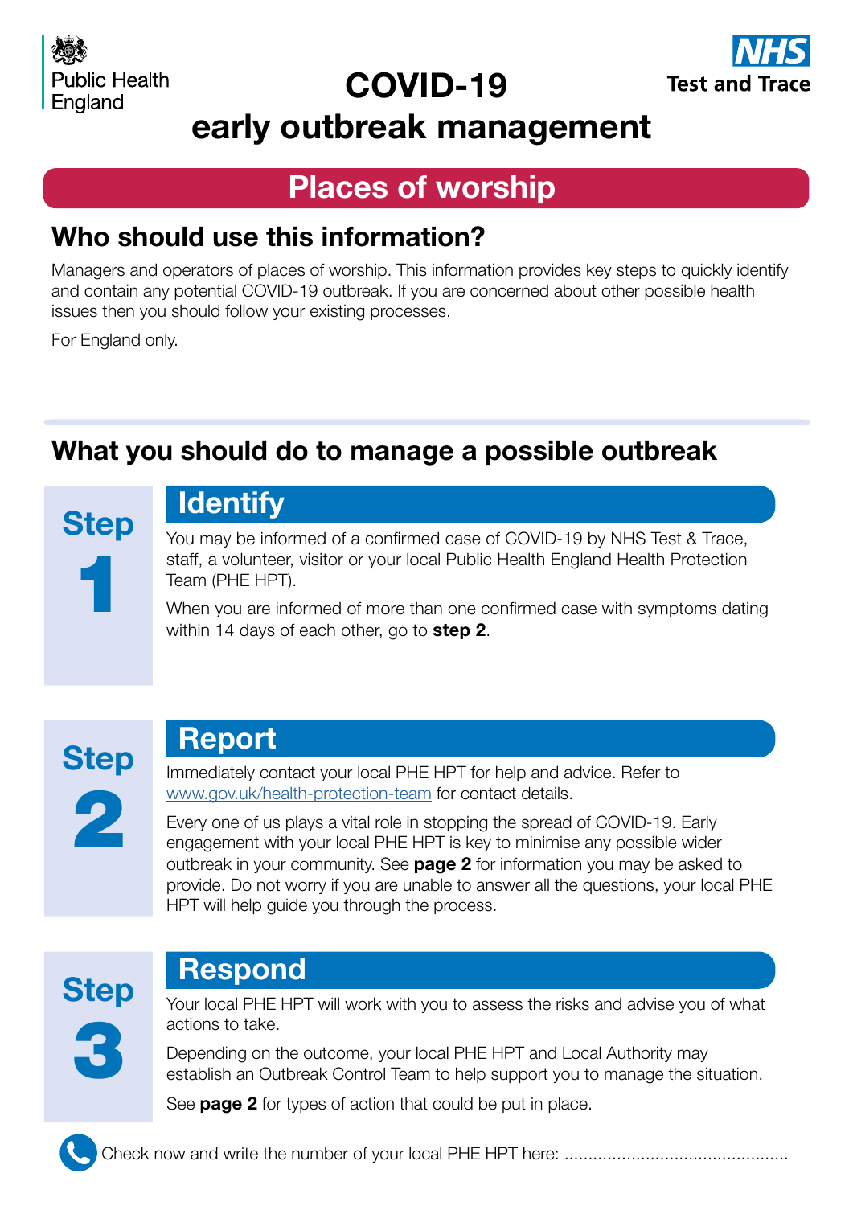Public Health England

NHS Test and Trace

# COVID-19 early outbreak management

## Places of worship

## Who should use this information?

Managers and operators of places of worship. This information provides key steps to quickly identify and contain any potential COVID-19 outbreak. If you are concerned about other possible health issues then you should follow your existing processes.

For England only.

## What you should do to manage a possible outbreak

### Step 1 – Identify

You may be informed of a confirmed case of COVID-19 by NHS Test & Trace, staff, a volunteer, visitor or your local Public Health England Health Protection Team (PHE HPT).

When you are informed of more than one confirmed case with symptoms dating within 14 days of each other, go to **step 2**.

### Step 2 – Report

Immediately contact your local PHE HPT for help and advice. Refer to [www.gov.uk/health-protection-team](www.gov.uk/health-protection-team) for contact details.

Every one of us plays a vital role in stopping the spread of COVID-19. Early engagement with your local PHE HPT is key to minimise any possible wider outbreak in your community. See **page 2** for information you may be asked to provide. Do not worry if you are unable to answer all the questions, your local PHE HPT will help guide you through the process.

### Step 3 – Respond

Your local PHE HPT will work with you to assess the risks and advise you of what actions to take.

Depending on the outcome, your local PHE HPT and Local Authority may establish an Outbreak Control Team to help support you to manage the situation.

See **page 2** for types of action that could be put in place.

Check now and write the number of your local PHE HPT here: ..............................................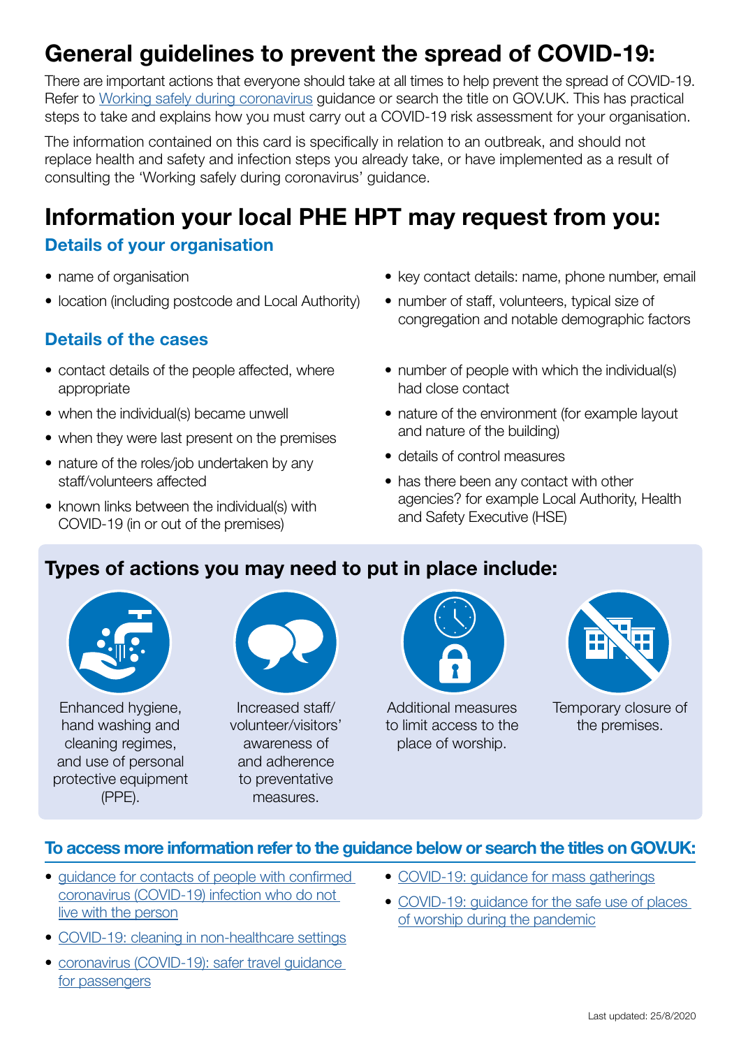# General guidelines to prevent the spread of COVID-19:

There are important actions that everyone should take at all times to help prevent the spread of COVID-19. Refer to Working safely during coronavirus guidance or search the title on GOV.UK. This has practical steps to take and explains how you must carry out a COVID-19 risk assessment for your organisation.

The information contained on this card is specifically in relation to an outbreak, and should not replace health and safety and infection steps you already take, or have implemented as a result of consulting the 'Working safely during coronavirus' guidance.

# Information your local PHE HPT may request from you:

### Details of your organisation

- name of organisation
- location (including postcode and Local Authority)
- key contact details: name, phone number, email
- number of staff, volunteers, typical size of congregation and notable demographic factors

### Details of the cases

- contact details of the people affected, where appropriate
- when the individual(s) became unwell
- when they were last present on the premises
- nature of the roles/job undertaken by any staff/volunteers affected
- known links between the individual(s) with COVID-19 (in or out of the premises)
- number of people with which the individual(s) had close contact
- nature of the environment (for example layout and nature of the building)
- details of control measures
- has there been any contact with other agencies? for example Local Authority, Health and Safety Executive (HSE)

## Types of actions you may need to put in place include:

Enhanced hygiene, hand washing and cleaning regimes, and use of personal protective equipment (PPE).

Increased staff/volunteer/visitors' awareness of and adherence to preventative measures.

Additional measures to limit access to the place of worship.

Temporary closure of the premises.

### To access more information refer to the guidance below or search the titles on GOV.UK:

- guidance for contacts of people with confirmed coronavirus (COVID-19) infection who do not live with the person
- COVID-19: cleaning in non-healthcare settings
- coronavirus (COVID-19): safer travel guidance for passengers
- COVID-19: guidance for mass gatherings
- COVID-19: guidance for the safe use of places of worship during the pandemic

Last updated: 25/8/2020